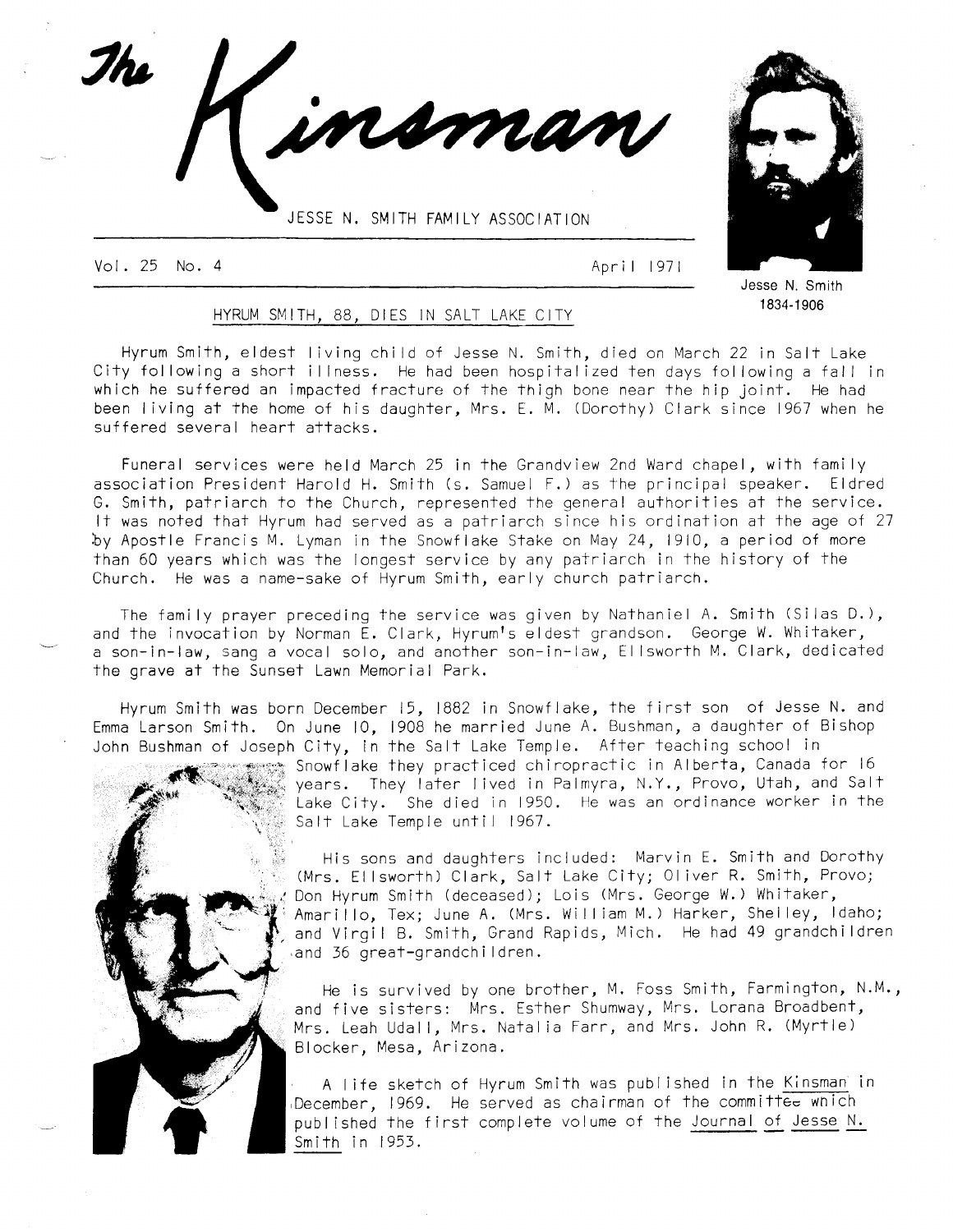# The Kinsman

JESSE N. SMITH FAMILY ASSOCIATION

Vol. 25 No. 4 April 1971

Jesse N. Smith
1834-1906

## HYRUM SMITH, 88, DIES IN SALT LAKE CITY

Hyrum Smith, eldest living child of Jesse N. Smith, died on March 22 in Salt Lake City following a short illness. He had been hospitalized ten days following a fall in which he suffered an impacted fracture of the thigh bone near the hip joint. He had been living at the home of his daughter, Mrs. E. M. (Dorothy) Clark since 1967 when he suffered several heart attacks.

Funeral services were held March 25 in the Grandview 2nd Ward chapel, with family association President Harold H. Smith (s. Samuel F.) as the principal speaker. Eldred G. Smith, patriarch to the Church, represented the general authorities at the service. It was noted that Hyrum had served as a patriarch since his ordination at the age of 27 by Apostle Francis M. Lyman in the Snowflake Stake on May 24, 1910, a period of more than 60 years which was the longest service by any patriarch in the history of the Church. He was a name-sake of Hyrum Smith, early church patriarch.

The family prayer preceding the service was given by Nathaniel A. Smith (Silas D.), and the invocation by Norman E. Clark, Hyrum's eldest grandson. George W. Whitaker, a son-in-law, sang a vocal solo, and another son-in-law, Ellsworth M. Clark, dedicated the grave at the Sunset Lawn Memorial Park.

Hyrum Smith was born December 15, 1882 in Snowflake, the first son of Jesse N. and Emma Larson Smith. On June 10, 1908 he married June A. Bushman, a daughter of Bishop John Bushman of Joseph City, in the Salt Lake Temple. After teaching school in Snowflake they practiced chiropractic in Alberta, Canada for 16 years. They later lived in Palmyra, N.Y., Provo, Utah, and Salt Lake City. She died in 1950. He was an ordinance worker in the Salt Lake Temple until 1967.

His sons and daughters included: Marvin E. Smith and Dorothy (Mrs. Ellsworth) Clark, Salt Lake City; Oliver R. Smith, Provo; Don Hyrum Smith (deceased); Lois (Mrs. George W.) Whitaker, Amarillo, Tex; June A. (Mrs. William M.) Harker, Shelley, Idaho; and Virgil B. Smith, Grand Rapids, Mich. He had 49 grandchildren and 36 great-grandchildren.

He is survived by one brother, M. Foss Smith, Farmington, N.M., and five sisters: Mrs. Esther Shumway, Mrs. Lorana Broadbent, Mrs. Leah Udall, Mrs. Natalia Farr, and Mrs. John R. (Myrtle) Blocker, Mesa, Arizona.

A life sketch of Hyrum Smith was published in the Kinsman in December, 1969. He served as chairman of the committee which published the first complete volume of the Journal of Jesse N. Smith in 1953.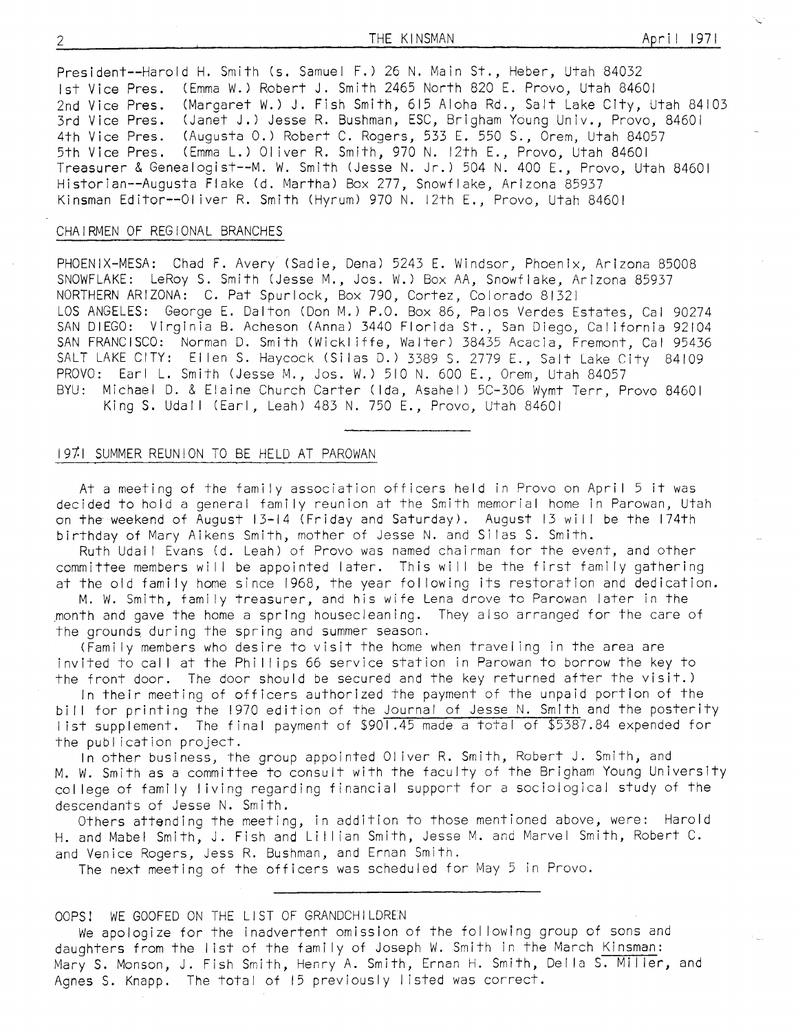President--Harold H. Smith (s. Samuel F.) 26 N. Main St., Heber, Utah 84032
1st Vice Pres. (Emma W.) Robert J. Smith 2465 North 820 E. Provo, Utah 84601
2nd Vice Pres. (Margaret W.) J. Fish Smith, 615 Aloha Rd., Salt Lake City, Utah 84103
3rd Vice Pres. (Janet J.) Jesse R. Bushman, ESC, Brigham Young Univ., Provo, 84601
4th Vice Pres. (Augusta O.) Robert C. Rogers, 533 E. 550 S., Orem, Utah 84057
5th Vice Pres. (Emma L.) Oliver R. Smith, 970 N. 12th E., Provo, Utah 84601
Treasurer & Genealogist--M. W. Smith (Jesse N. Jr.) 504 N. 400 E., Provo, Utah 84601
Historian--Augusta Flake (d. Martha) Box 277, Snowflake, Arizona 85937
Kinsman Editor--Oliver R. Smith (Hyrum) 970 N. 12th E., Provo, Utah 84601

## CHAIRMEN OF REGIONAL BRANCHES

PHOENIX-MESA: Chad F. Avery (Sadie, Dena) 5243 E. Windsor, Phoenix, Arizona 85008
SNOWFLAKE: LeRoy S. Smith (Jesse M., Jos. W.) Box AA, Snowflake, Arizona 85937
NORTHERN ARIZONA: C. Pat Spurlock, Box 790, Cortez, Colorado 81321
LOS ANGELES: George E. Dalton (Don M.) P.O. Box 86, Palos Verdes Estates, Cal 90274
SAN DIEGO: Virginia B. Acheson (Anna) 3440 Florida St., San Diego, California 92104
SAN FRANCISCO: Norman D. Smith (Wickliffe, Walter) 38435 Acacia, Fremont, Cal 95436
SALT LAKE CITY: Ellen S. Haycock (Silas D.) 3389 S. 2779 E., Salt Lake City 84109
PROVO: Earl L. Smith (Jesse M., Jos. W.) 510 N. 600 E., Orem, Utah 84057
BYU: Michael D. & Elaine Church Carter (Ida, Asahel) 5C-306 Wymt Terr, Provo 84601
King S. Udall (Earl, Leah) 483 N. 750 E., Provo, Utah 84601

---

## 1971 SUMMER REUNION TO BE HELD AT PAROWAN

At a meeting of the family association officers held in Provo on April 5 it was decided to hold a general family reunion at the Smith memorial home in Parowan, Utah on the weekend of August 13-14 (Friday and Saturday). August 13 will be the 174th birthday of Mary Aikens Smith, mother of Jesse N. and Silas S. Smith.

Ruth Udall Evans (d. Leah) of Provo was named chairman for the event, and other committee members will be appointed later. This will be the first family gathering at the old family home since 1968, the year following its restoration and dedication.

M. W. Smith, family treasurer, and his wife Lena drove to Parowan later in the month and gave the home a spring housecleaning. They also arranged for the care of the grounds during the spring and summer season.

(Family members who desire to visit the home when traveling in the area are invited to call at the Phillips 66 service station in Parowan to borrow the key to the front door. The door should be secured and the key returned after the visit.)

In their meeting of officers authorized the payment of the unpaid portion of the bill for printing the 1970 edition of the Journal of Jesse N. Smith and the posterity list supplement. The final payment of $901.45 made a total of $5387.84 expended for the publication project.

In other business, the group appointed Oliver R. Smith, Robert J. Smith, and M. W. Smith as a committee to consult with the faculty of the Brigham Young University college of family living regarding financial support for a sociological study of the descendants of Jesse N. Smith.

Others attending the meeting, in addition to those mentioned above, were: Harold H. and Mabel Smith, J. Fish and Lillian Smith, Jesse M. and Marvel Smith, Robert C. and Venice Rogers, Jess R. Bushman, and Ernan Smith.

The next meeting of the officers was scheduled for May 5 in Provo.

---

## OOPS! WE GOOFED ON THE LIST OF GRANDCHILDREN

We apologize for the inadvertent omission of the following group of sons and daughters from the list of the family of Joseph W. Smith in the March Kinsman: Mary S. Monson, J. Fish Smith, Henry A. Smith, Ernan H. Smith, Della S. Miller, and Agnes S. Knapp. The total of 15 previously listed was correct.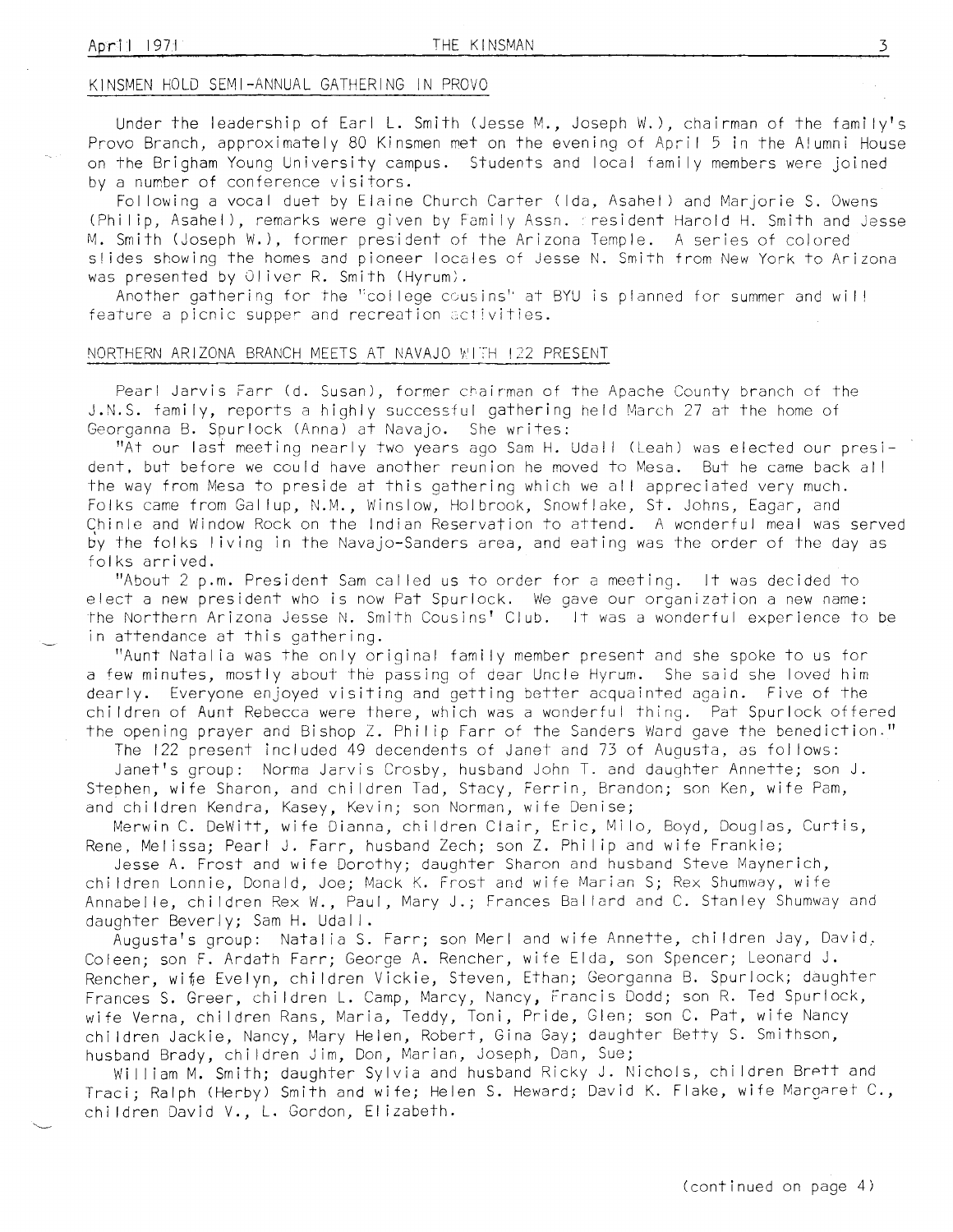## KINSMEN HOLD SEMI-ANNUAL GATHERING IN PROVO

Under the leadership of Earl L. Smith (Jesse M., Joseph W.), chairman of the family's Provo Branch, approximately 80 Kinsmen met on the evening of April 5 in the Alumni House on the Brigham Young University campus. Students and local family members were joined by a number of conference visitors.

Following a vocal duet by Elaine Church Carter (Ida, Asahel) and Marjorie S. Owens (Philip, Asahel), remarks were given by Family Assn. President Harold H. Smith and Jesse M. Smith (Joseph W.), former president of the Arizona Temple. A series of colored slides showing the homes and pioneer locales of Jesse N. Smith from New York to Arizona was presented by Oliver R. Smith (Hyrum).

Another gathering for the "college cousins" at BYU is planned for summer and will feature a picnic supper and recreation activities.

## NORTHERN ARIZONA BRANCH MEETS AT NAVAJO WITH 122 PRESENT

Pearl Jarvis Farr (d. Susan), former chairman of the Apache County branch of the J.N.S. family, reports a highly successful gathering held March 27 at the home of Georganna B. Spurlock (Anna) at Navajo. She writes:

"At our last meeting nearly two years ago Sam H. Udall (Leah) was elected our president, but before we could have another reunion he moved to Mesa. But he came back all the way from Mesa to preside at this gathering which we all appreciated very much. Folks came from Gallup, N.M., Winslow, Holbrook, Snowflake, St. Johns, Eagar, and Chinle and Window Rock on the Indian Reservation to attend. A wonderful meal was served by the folks living in the Navajo-Sanders area, and eating was the order of the day as folks arrived.

"About 2 p.m. President Sam called us to order for a meeting. It was decided to elect a new president who is now Pat Spurlock. We gave our organization a new name: the Northern Arizona Jesse N. Smith Cousins' Club. It was a wonderful experience to be in attendance at this gathering.

"Aunt Natalia was the only original family member present and she spoke to us for a few minutes, mostly about the passing of dear Uncle Hyrum. She said she loved him dearly. Everyone enjoyed visiting and getting better acquainted again. Five of the children of Aunt Rebecca were there, which was a wonderful thing. Pat Spurlock offered the opening prayer and Bishop Z. Philip Farr of the Sanders Ward gave the benediction."

The 122 present included 49 decendents of Janet and 73 of Augusta, as follows:

Janet's group: Norma Jarvis Crosby, husband John T. and daughter Annette; son J. Stephen, wife Sharon, and children Tad, Stacy, Ferrin, Brandon; son Ken, wife Pam, and children Kendra, Kasey, Kevin; son Norman, wife Denise;

Merwin C. DeWitt, wife Dianna, children Clair, Eric, Milo, Boyd, Douglas, Curtis, Rene, Melissa; Pearl J. Farr, husband Zech; son Z. Philip and wife Frankie;

Jesse A. Frost and wife Dorothy; daughter Sharon and husband Steve Maynerich, children Lonnie, Donald, Joe; Mack K. Frost and wife Marian S; Rex Shumway, wife Annabelle, children Rex W., Paul, Mary J.; Frances Ballard and C. Stanley Shumway and daughter Beverly; Sam H. Udall.

Augusta's group: Natalia S. Farr; son Merl and wife Annette, children Jay, David, Coleen; son F. Ardath Farr; George A. Rencher, wife Elda, son Spencer; Leonard J. Rencher, wife Evelyn, children Vickie, Steven, Ethan; Georganna B. Spurlock; daughter Frances S. Greer, children L. Camp, Marcy, Nancy, Francis Dodd; son R. Ted Spurlock, wife Verna, children Rans, Maria, Teddy, Toni, Pride, Glen; son C. Pat, wife Nancy children Jackie, Nancy, Mary Helen, Robert, Gina Gay; daughter Betty S. Smithson, husband Brady, children Jim, Don, Marian, Joseph, Dan, Sue;

William M. Smith; daughter Sylvia and husband Ricky J. Nichols, children Brett and Traci; Ralph (Herby) Smith and wife; Helen S. Heward; David K. Flake, wife Margaret C., children David V., L. Gordon, Elizabeth.

(continued on page 4)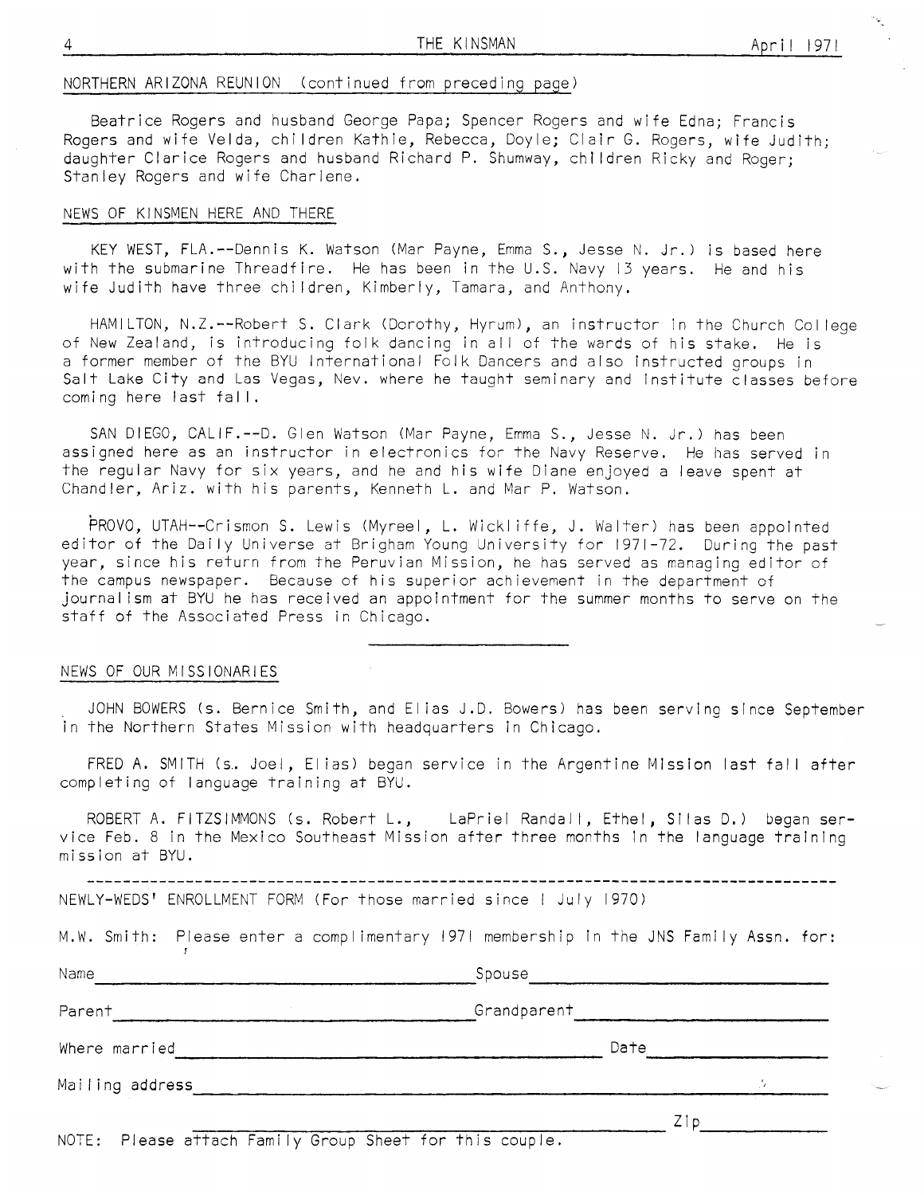## NORTHERN ARIZONA REUNION (continued from preceding page)

Beatrice Rogers and husband George Papa; Spencer Rogers and wife Edna; Francis Rogers and wife Velda, children Kathie, Rebecca, Doyle; Clair G. Rogers, wife Judith; daughter Clarice Rogers and husband Richard P. Shumway, children Ricky and Roger; Stanley Rogers and wife Charlene.

## NEWS OF KINSMEN HERE AND THERE

KEY WEST, FLA.--Dennis K. Watson (Mar Payne, Emma S., Jesse N. Jr.) is based here with the submarine Threadfire. He has been in the U.S. Navy 13 years. He and his wife Judith have three children, Kimberly, Tamara, and Anthony.

HAMILTON, N.Z.--Robert S. Clark (Dorothy, Hyrum), an instructor in the Church College of New Zealand, is introducing folk dancing in all of the wards of his stake. He is a former member of the BYU International Folk Dancers and also instructed groups in Salt Lake City and Las Vegas, Nev. where he taught seminary and Institute classes before coming here last fall.

SAN DIEGO, CALIF.--D. Glen Watson (Mar Payne, Emma S., Jesse N. Jr.) has been assigned here as an instructor in electronics for the Navy Reserve. He has served in the regular Navy for six years, and he and his wife Diane enjoyed a leave spent at Chandler, Ariz. with his parents, Kenneth L. and Mar P. Watson.

PROVO, UTAH--Crismon S. Lewis (Myreel, L. Wickliffe, J. Walter) has been appointed editor of the Daily Universe at Brigham Young University for 1971-72. During the past year, since his return from the Peruvian Mission, he has served as managing editor of the campus newspaper. Because of his superior achievement in the department of journalism at BYU he has received an appointment for the summer months to serve on the staff of the Associated Press in Chicago.

---

## NEWS OF OUR MISSIONARIES

JOHN BOWERS (s. Bernice Smith, and Elias J.D. Bowers) has been serving since September in the Northern States Mission with headquarters in Chicago.

FRED A. SMITH (s. Joel, Elias) began service in the Argentine Mission last fall after completing of language training at BYU.

ROBERT A. FITZSIMMONS (s. Robert L., LaPriel Randall, Ethel, Silas D.) began service Feb. 8 in the Mexico Southeast Mission after three months in the language training mission at BYU.

---

NEWLY-WEDS' ENROLLMENT FORM (For those married since 1 July 1970)

M.W. Smith: Please enter a complimentary 1971 membership in the JNS Family Assn. for:

Name ______________________ Spouse ______________________

Parent ______________________ Grandparent ______________________

Where married ______________________ Date ______________________

Mailing address ______________________

______________________ Zip ______________________

NOTE: Please attach Family Group Sheet for this couple.